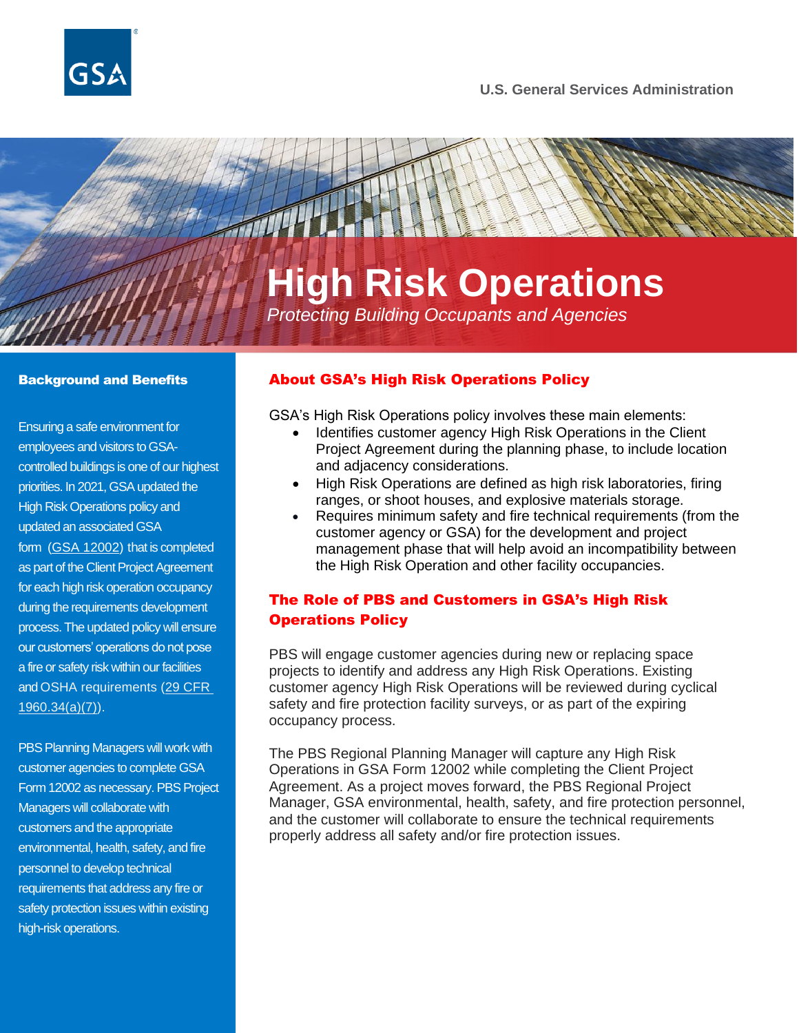U.S. General Services Administration

# High Risk Operations

*Protecting Building Occupants and Agencies*

## Background and Benefits

Ensuring a safe environment for employees and visitors to GSA-controlled buildings is one of our highest priorities. In 2021, GSA updated the High Risk Operations policy and updated an associated GSA form (GSA 12002) that is completed as part of the Client Project Agreement for each high risk operation occupancy during the requirements development process. The updated policy will ensure our customers' operations do not pose a fire or safety risk within our facilities and OSHA requirements (29 CFR 1960.34(a)(7)).

PBS Planning Managers will work with customer agencies to complete GSA Form 12002 as necessary. PBS Project Managers will collaborate with customers and the appropriate environmental, health, safety, and fire personnel to develop technical requirements that address any fire or safety protection issues within existing high-risk operations.

## About GSA's High Risk Operations Policy

GSA's High Risk Operations policy involves these main elements:

- Identifies customer agency High Risk Operations in the Client Project Agreement during the planning phase, to include location and adjacency considerations.
- High Risk Operations are defined as high risk laboratories, firing ranges, or shoot houses, and explosive materials storage.
- Requires minimum safety and fire technical requirements (from the customer agency or GSA) for the development and project management phase that will help avoid an incompatibility between the High Risk Operation and other facility occupancies.

## The Role of PBS and Customers in GSA's High Risk Operations Policy

PBS will engage customer agencies during new or replacing space projects to identify and address any High Risk Operations. Existing customer agency High Risk Operations will be reviewed during cyclical safety and fire protection facility surveys, or as part of the expiring occupancy process.

The PBS Regional Planning Manager will capture any High Risk Operations in GSA Form 12002 while completing the Client Project Agreement. As a project moves forward, the PBS Regional Project Manager, GSA environmental, health, safety, and fire protection personnel, and the customer will collaborate to ensure the technical requirements properly address all safety and/or fire protection issues.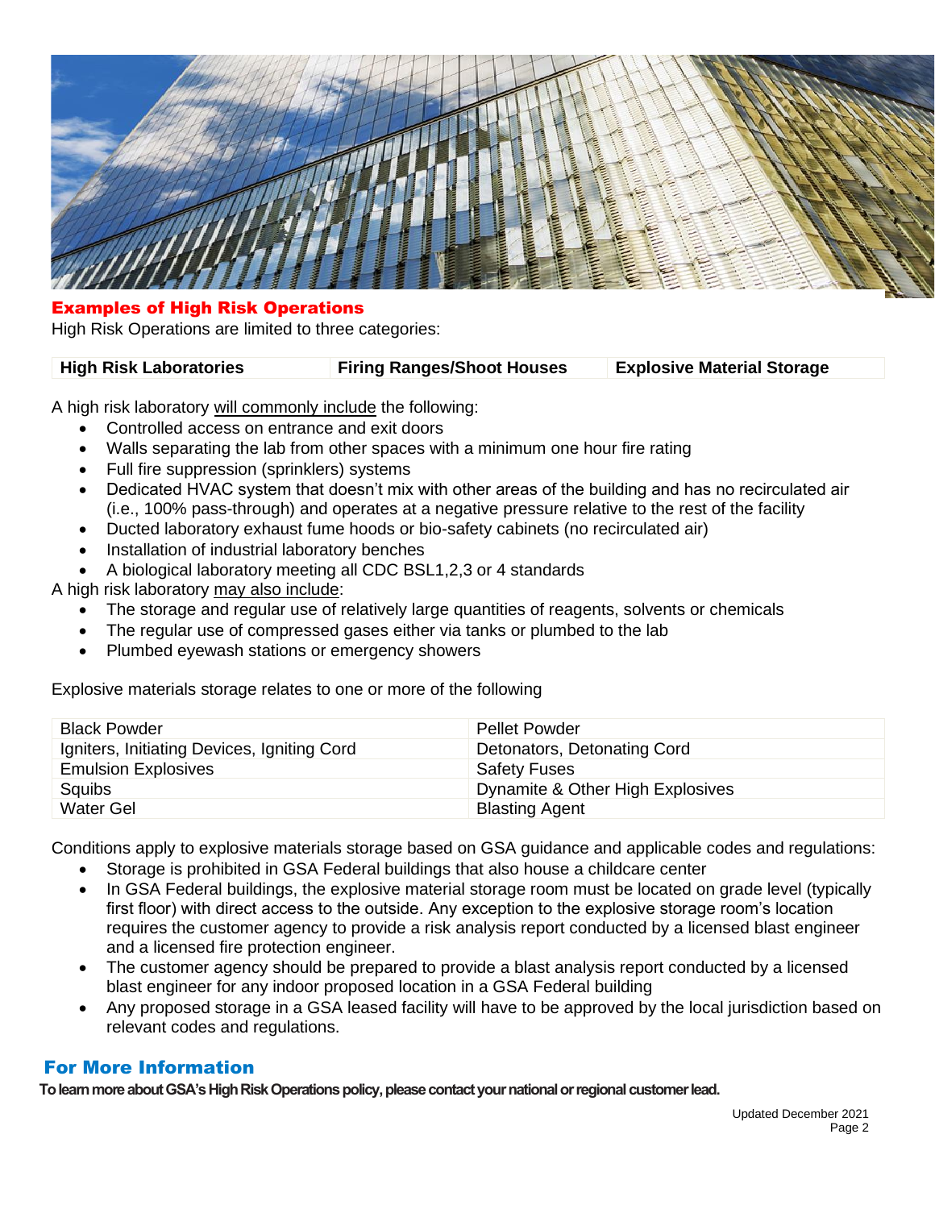## Examples of High Risk Operations

High Risk Operations are limited to three categories:

| High Risk Laboratories | Firing Ranges/Shoot Houses | Explosive Material Storage |
| --- | --- | --- |

A high risk laboratory will commonly include the following:

- Controlled access on entrance and exit doors
- Walls separating the lab from other spaces with a minimum one hour fire rating
- Full fire suppression (sprinklers) systems
- Dedicated HVAC system that doesn't mix with other areas of the building and has no recirculated air (i.e., 100% pass-through) and operates at a negative pressure relative to the rest of the facility
- Ducted laboratory exhaust fume hoods or bio-safety cabinets (no recirculated air)
- Installation of industrial laboratory benches
- A biological laboratory meeting all CDC BSL1,2,3 or 4 standards

A high risk laboratory may also include:

- The storage and regular use of relatively large quantities of reagents, solvents or chemicals
- The regular use of compressed gases either via tanks or plumbed to the lab
- Plumbed eyewash stations or emergency showers

Explosive materials storage relates to one or more of the following

| | |
| --- | --- |
| Black Powder | Pellet Powder |
| Igniters, Initiating Devices, Igniting Cord | Detonators, Detonating Cord |
| Emulsion Explosives | Safety Fuses |
| Squibs | Dynamite & Other High Explosives |
| Water Gel | Blasting Agent |

Conditions apply to explosive materials storage based on GSA guidance and applicable codes and regulations:

- Storage is prohibited in GSA Federal buildings that also house a childcare center
- In GSA Federal buildings, the explosive material storage room must be located on grade level (typically first floor) with direct access to the outside. Any exception to the explosive storage room's location requires the customer agency to provide a risk analysis report conducted by a licensed blast engineer and a licensed fire protection engineer.
- The customer agency should be prepared to provide a blast analysis report conducted by a licensed blast engineer for any indoor proposed location in a GSA Federal building
- Any proposed storage in a GSA leased facility will have to be approved by the local jurisdiction based on relevant codes and regulations.

## For More Information

**To learn more about GSA's High Risk Operations policy, please contact your national or regional customer lead.**

Updated December 2021